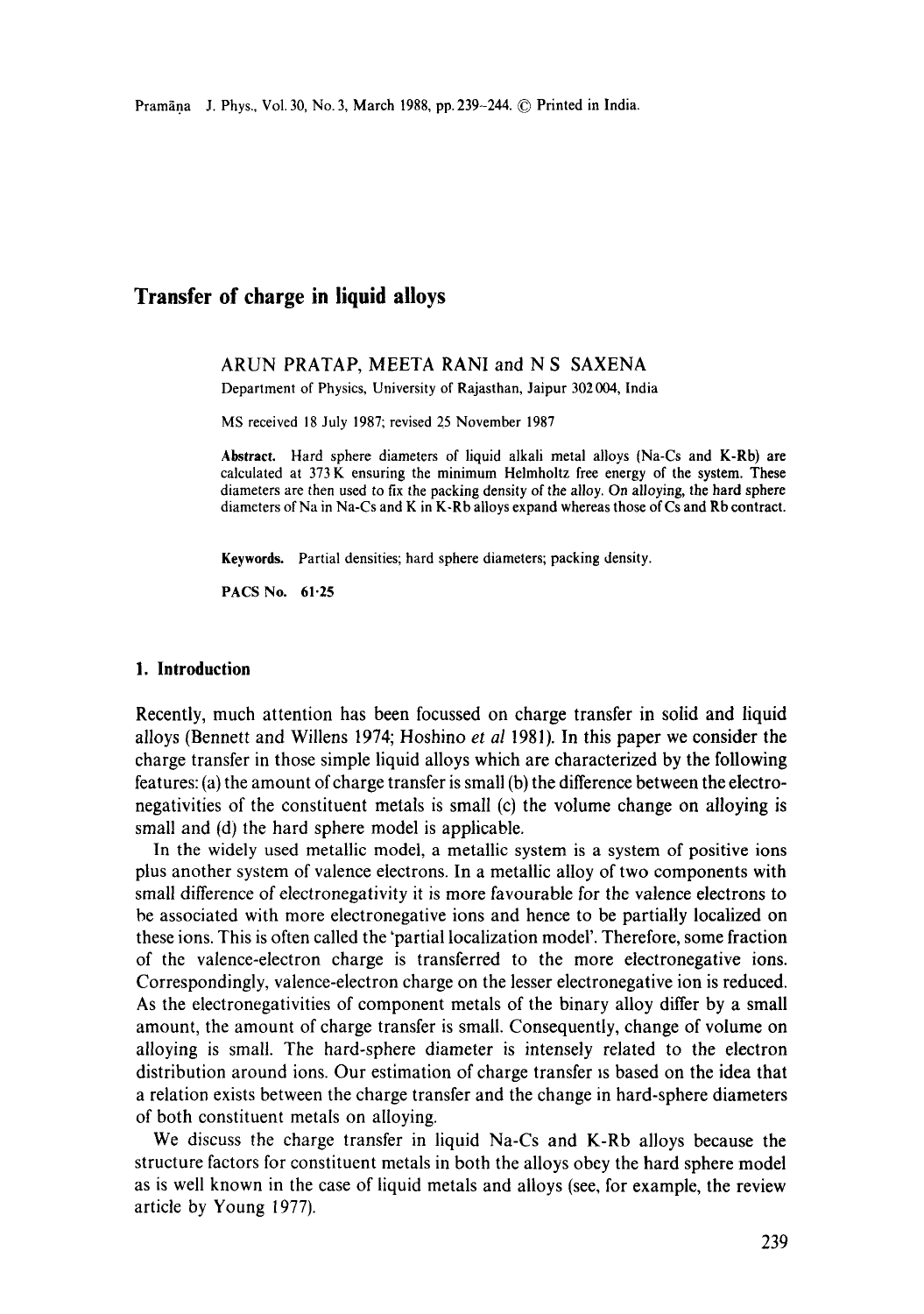# Transfer of charge in liquid alloys

ARUN PRATAP, MEETA RANI and N S SAXENA

Department of Physics, University of Rajasthan, Jaipur 302 004, India

MS received 18 July 1987; revised 25 November 1987

**Abstract.** Hard sphere diameters of liquid alkali metal alloys (Na-Cs and K-Rb) are calculated at 373 K ensuring the minimum Helmholtz free energy of the system. These diameters are then used to fix the packing density of the alloy. On alloying, the hard sphere diameters of Na in Na-Cs and K in K-Rb alloys expand whereas those of Cs and Rb contract.

**Keywords.** Partial densities; hard sphere diameters; packing density.

**PACS No.** 61·25

## 1. Introduction

Recently, much attention has been focussed on charge transfer in solid and liquid alloys (Bennett and Willens 1974; Hoshino *et al* 1981). In this paper we consider the charge transfer in those simple liquid alloys which are characterized by the following features: (a) the amount of charge transfer is small (b) the difference between the electronegativities of the constituent metals is small (c) the volume change on alloying is small and (d) the hard sphere model is applicable.

In the widely used metallic model, a metallic system is a system of positive ions plus another system of valence electrons. In a metallic alloy of two components with small difference of electronegativity it is more favourable for the valence electrons to be associated with more electronegative ions and hence to be partially localized on these ions. This is often called the 'partial localization model'. Therefore, some fraction of the valence-electron charge is transferred to the more electronegative ions. Correspondingly, valence-electron charge on the lesser electronegative ion is reduced. As the electronegativities of component metals of the binary alloy differ by a small amount, the amount of charge transfer is small. Consequently, change of volume on alloying is small. The hard-sphere diameter is intensely related to the electron distribution around ions. Our estimation of charge transfer is based on the idea that a relation exists between the charge transfer and the change in hard-sphere diameters of both constituent metals on alloying.

We discuss the charge transfer in liquid Na-Cs and K-Rb alloys because the structure factors for constituent metals in both the alloys obey the hard sphere model as is well known in the case of liquid metals and alloys (see, for example, the review article by Young 1977).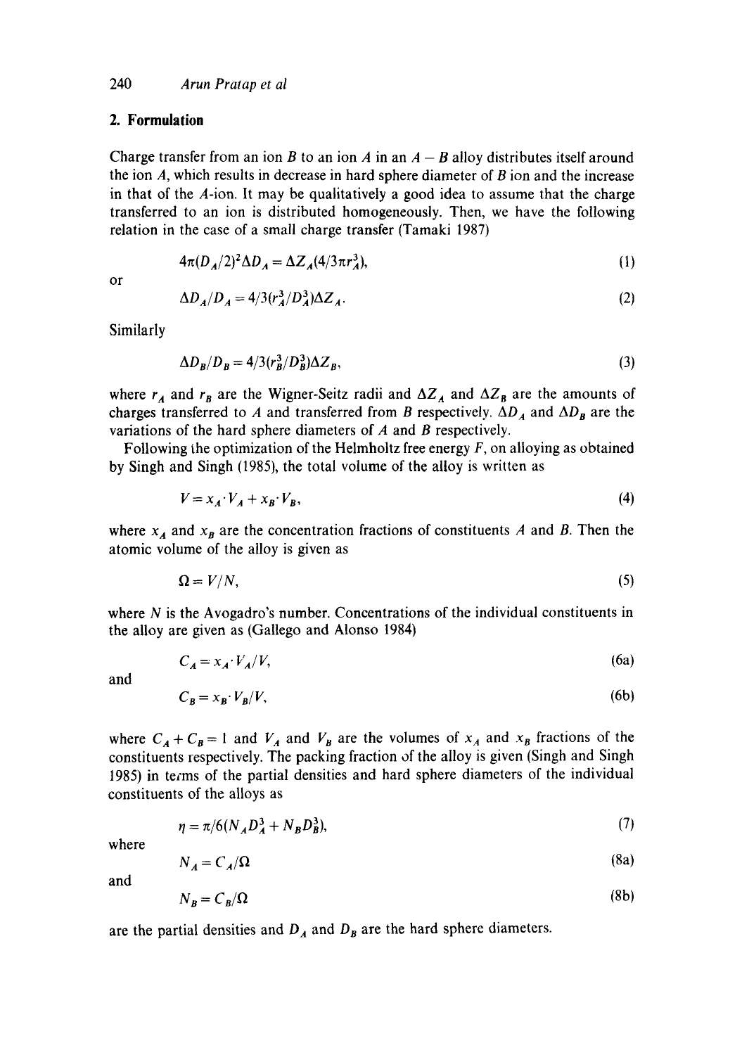## 2. Formulation

Charge transfer from an ion $B$ to an ion $A$ in an $A - B$ alloy distributes itself around the ion $A$, which results in decrease in hard sphere diameter of $B$ ion and the increase in that of the $A$-ion. It may be qualitatively a good idea to assume that the charge transferred to an ion is distributed homogeneously. Then, we have the following relation in the case of a small charge transfer (Tamaki 1987)

$$4\pi(D_A/2)^2 \Delta D_A = \Delta Z_A (4/3\pi r_A^3), \tag{1}$$

or

$$\Delta D_A / D_A = 4/3 (r_A^3 / D_A^3) \Delta Z_A. \tag{2}$$

Similarly

$$\Delta D_B / D_B = 4/3 (r_B^3 / D_B^3) \Delta Z_B, \tag{3}$$

where $r_A$ and $r_B$ are the Wigner-Seitz radii and $\Delta Z_A$ and $\Delta Z_B$ are the amounts of charges transferred to $A$ and transferred from $B$ respectively. $\Delta D_A$ and $\Delta D_B$ are the variations of the hard sphere diameters of $A$ and $B$ respectively.

Following the optimization of the Helmholtz free energy $F$, on alloying as obtained by Singh and Singh (1985), the total volume of the alloy is written as

$$V = x_A \cdot V_A + x_B \cdot V_B, \tag{4}$$

where $x_A$ and $x_B$ are the concentration fractions of constituents $A$ and $B$. Then the atomic volume of the alloy is given as

$$\Omega = V/N, \tag{5}$$

where $N$ is the Avogadro's number. Concentrations of the individual constituents in the alloy are given as (Gallego and Alonso 1984)

$$C_A = x_A \cdot V_A / V, \tag{6a}$$

and

$$C_B = x_B \cdot V_B / V, \tag{6b}$$

where $C_A + C_B = 1$ and $V_A$ and $V_B$ are the volumes of $x_A$ and $x_B$ fractions of the constituents respectively. The packing fraction of the alloy is given (Singh and Singh 1985) in terms of the partial densities and hard sphere diameters of the individual constituents of the alloys as

$$\eta = \pi/6 (N_A D_A^3 + N_B D_B^3), \tag{7}$$

where

$$N_A = C_A / \Omega \tag{8a}$$

and

$$N_B = C_B / \Omega \tag{8b}$$

are the partial densities and $D_A$ and $D_B$ are the hard sphere diameters.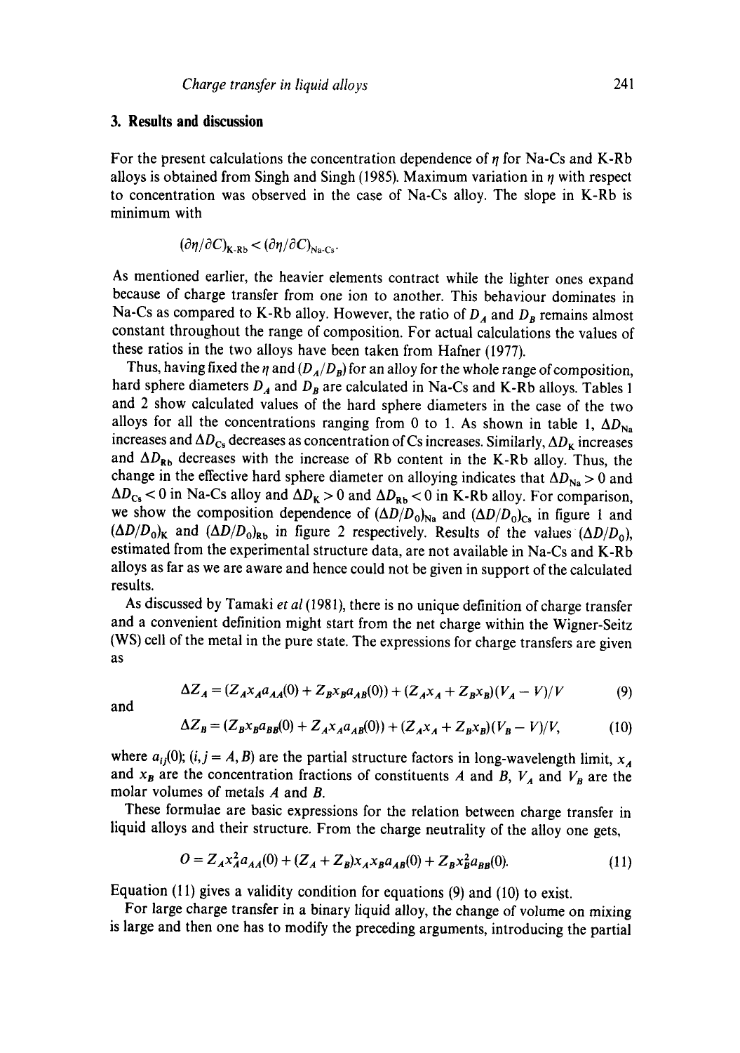## 3. Results and discussion

For the present calculations the concentration dependence of $\eta$ for Na-Cs and K-Rb alloys is obtained from Singh and Singh (1985). Maximum variation in $\eta$ with respect to concentration was observed in the case of Na-Cs alloy. The slope in K-Rb is minimum with

$$(\partial\eta/\partial C)_{\text{K-Rb}} < (\partial\eta/\partial C)_{\text{Na-Cs}}.$$

As mentioned earlier, the heavier elements contract while the lighter ones expand because of charge transfer from one ion to another. This behaviour dominates in Na-Cs as compared to K-Rb alloy. However, the ratio of $D_A$ and $D_B$ remains almost constant throughout the range of composition. For actual calculations the values of these ratios in the two alloys have been taken from Hafner (1977).

Thus, having fixed the $\eta$ and $(D_A/D_B)$ for an alloy for the whole range of composition, hard sphere diameters $D_A$ and $D_B$ are calculated in Na-Cs and K-Rb alloys. Tables 1 and 2 show calculated values of the hard sphere diameters in the case of the two alloys for all the concentrations ranging from 0 to 1. As shown in table 1, $\Delta D_{\text{Na}}$ increases and $\Delta D_{\text{Cs}}$ decreases as concentration of Cs increases. Similarly, $\Delta D_{\text{K}}$ increases and $\Delta D_{\text{Rb}}$ decreases with the increase of Rb content in the K-Rb alloy. Thus, the change in the effective hard sphere diameter on alloying indicates that $\Delta D_{\text{Na}} > 0$ and $\Delta D_{\text{Cs}} < 0$ in Na-Cs alloy and $\Delta D_{\text{K}} > 0$ and $\Delta D_{\text{Rb}} < 0$ in K-Rb alloy. For comparison, we show the composition dependence of $(\Delta D/D_0)_{\text{Na}}$ and $(\Delta D/D_0)_{\text{Cs}}$ in figure 1 and $(\Delta D/D_0)_{\text{K}}$ and $(\Delta D/D_0)_{\text{Rb}}$ in figure 2 respectively. Results of the values $(\Delta D/D_0)$, estimated from the experimental structure data, are not available in Na-Cs and K-Rb alloys as far as we are aware and hence could not be given in support of the calculated results.

As discussed by Tamaki *et al* (1981), there is no unique definition of charge transfer and a convenient definition might start from the net charge within the Wigner-Seitz (WS) cell of the metal in the pure state. The expressions for charge transfers are given as

$$\Delta Z_A = (Z_A x_A a_{AA}(0) + Z_B x_B a_{AB}(0)) + (Z_A x_A + Z_B x_B)(V_A - V)/V \tag{9}$$

and

$$\Delta Z_B = (Z_B x_B a_{BB}(0) + Z_A x_A a_{AB}(0)) + (Z_A x_A + Z_B x_B)(V_B - V)/V, \tag{10}$$

where $a_{ij}(0)$; $(i, j = A, B)$ are the partial structure factors in long-wavelength limit, $x_A$ and $x_B$ are the concentration fractions of constituents $A$ and $B$, $V_A$ and $V_B$ are the molar volumes of metals $A$ and $B$.

These formulae are basic expressions for the relation between charge transfer in liquid alloys and their structure. From the charge neutrality of the alloy one gets,

$$0 = Z_A x_A^2 a_{AA}(0) + (Z_A + Z_B) x_A x_B a_{AB}(0) + Z_B x_B^2 a_{BB}(0). \tag{11}$$

Equation (11) gives a validity condition for equations (9) and (10) to exist.

For large charge transfer in a binary liquid alloy, the change of volume on mixing is large and then one has to modify the preceding arguments, introducing the partial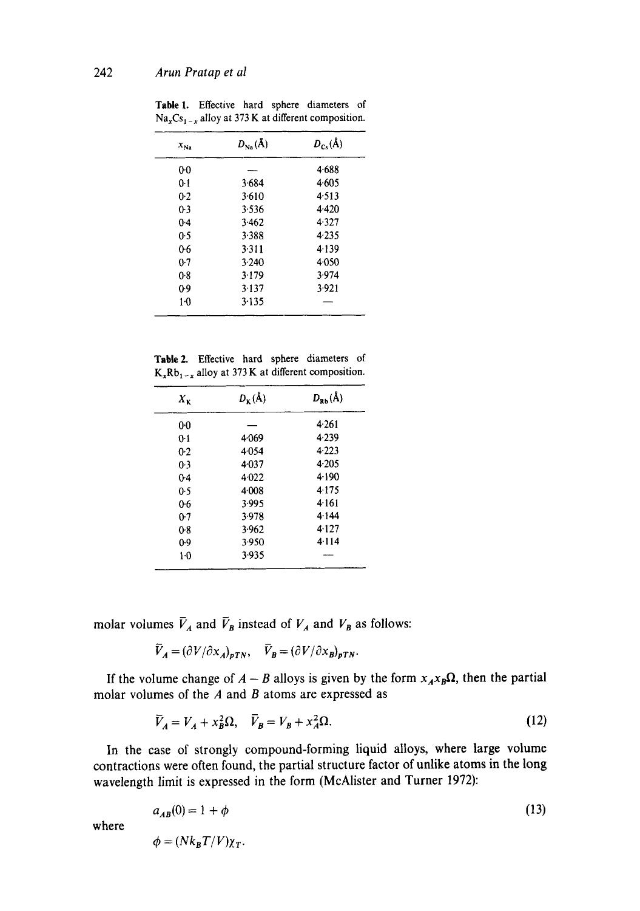**Table 1.** Effective hard sphere diameters of $Na_xCs_{1-x}$ alloy at 373 K at different composition.

| $x_{Na}$ | $D_{Na}$(Å) | $D_{Cs}$(Å) |
|---|---|---|
| 0·0 | — | 4·688 |
| 0·1 | 3·684 | 4·605 |
| 0·2 | 3·610 | 4·513 |
| 0·3 | 3·536 | 4·420 |
| 0·4 | 3·462 | 4·327 |
| 0·5 | 3·388 | 4·235 |
| 0·6 | 3·311 | 4·139 |
| 0·7 | 3·240 | 4·050 |
| 0·8 | 3·179 | 3·974 |
| 0·9 | 3·137 | 3·921 |
| 1·0 | 3·135 | — |

**Table 2.** Effective hard sphere diameters of $K_xRb_{1-x}$ alloy at 373 K at different composition.

| $X_K$ | $D_K$(Å) | $D_{Rb}$(Å) |
|---|---|---|
| 0·0 | — | 4·261 |
| 0·1 | 4·069 | 4·239 |
| 0·2 | 4·054 | 4·223 |
| 0·3 | 4·037 | 4·205 |
| 0·4 | 4·022 | 4·190 |
| 0·5 | 4·008 | 4·175 |
| 0·6 | 3·995 | 4·161 |
| 0·7 | 3·978 | 4·144 |
| 0·8 | 3·962 | 4·127 |
| 0·9 | 3·950 | 4·114 |
| 1·0 | 3·935 | — |

molar volumes $\bar{V}_A$ and $\bar{V}_B$ instead of $V_A$ and $V_B$ as follows:

$$\bar{V}_A = (\partial V/\partial x_A)_{pTN}, \quad \bar{V}_B = (\partial V/\partial x_B)_{pTN}.$$

If the volume change of $A - B$ alloys is given by the form $x_A x_B \Omega$, then the partial molar volumes of the $A$ and $B$ atoms are expressed as

$$\bar{V}_A = V_A + x_B^2 \Omega, \quad \bar{V}_B = V_B + x_A^2 \Omega. \tag{12}$$

In the case of strongly compound-forming liquid alloys, where large volume contractions were often found, the partial structure factor of unlike atoms in the long wavelength limit is expressed in the form (McAlister and Turner 1972):

$$a_{AB}(0) = 1 + \phi \tag{13}$$

where

$$\phi = (N k_B T / V) \chi_T.$$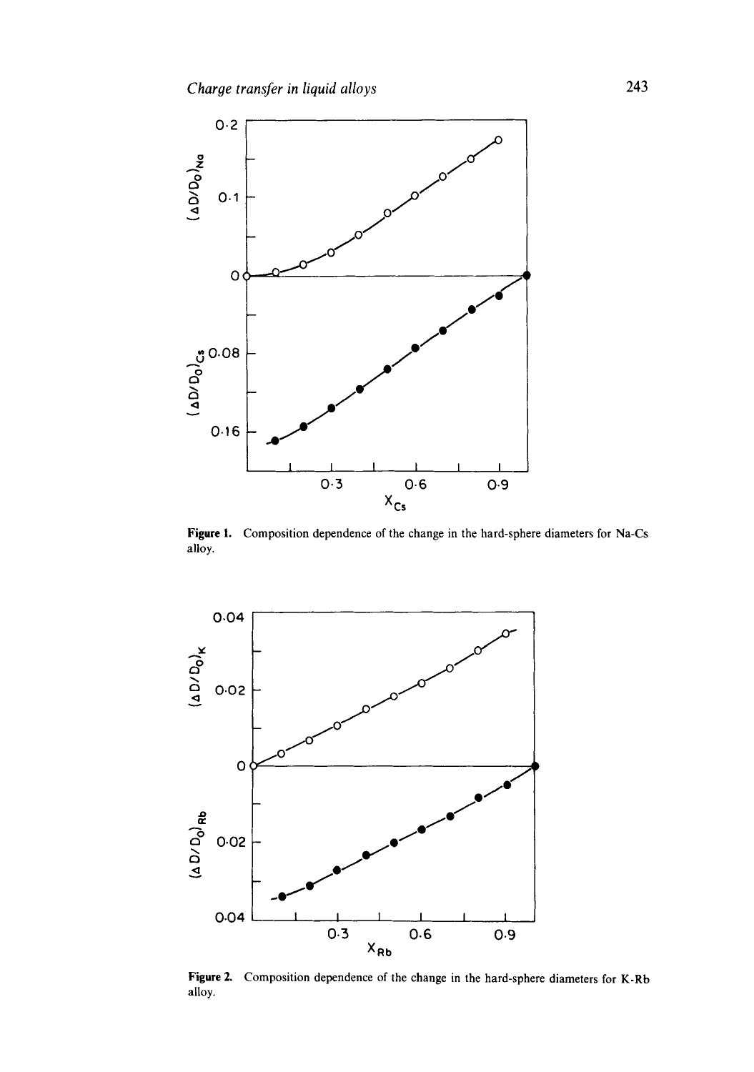**Figure 1.** Composition dependence of the change in the hard-sphere diameters for Na-Cs alloy.

**Figure 2.** Composition dependence of the change in the hard-sphere diameters for K-Rb alloy.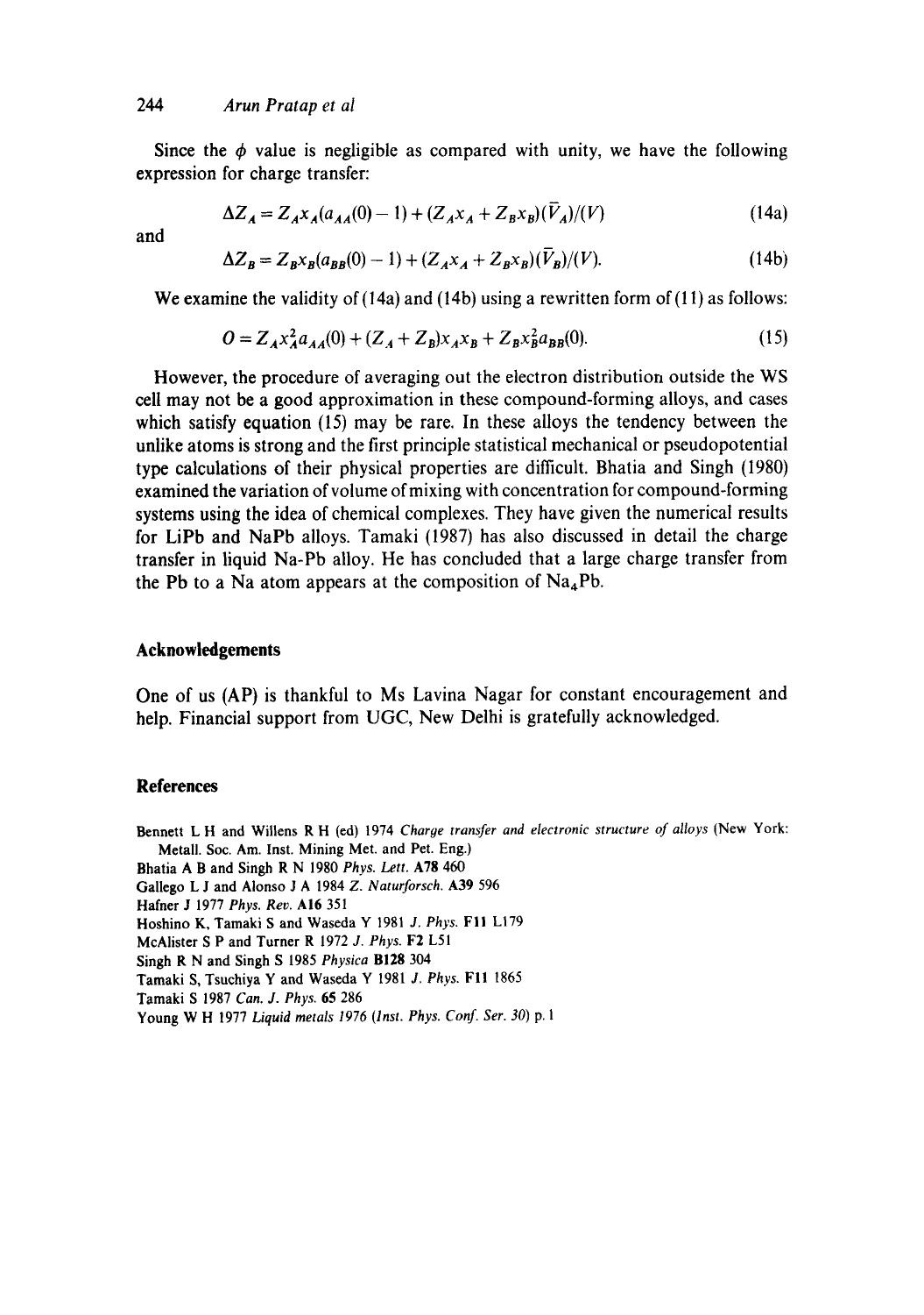Since the $\phi$ value is negligible as compared with unity, we have the following expression for charge transfer:

$$\Delta Z_A = Z_A x_A (a_{AA}(0) - 1) + (Z_A x_A + Z_B x_B)(\bar{V}_A)/(V) \tag{14a}$$

and

$$\Delta Z_B = Z_B x_B (a_{BB}(0) - 1) + (Z_A x_A + Z_B x_B)(\bar{V}_B)/(V). \tag{14b}$$

We examine the validity of (14a) and (14b) using a rewritten form of (11) as follows:

$$O = Z_A x_A^2 a_{AA}(0) + (Z_A + Z_B) x_A x_B + Z_B x_B^2 a_{BB}(0). \tag{15}$$

However, the procedure of averaging out the electron distribution outside the WS cell may not be a good approximation in these compound-forming alloys, and cases which satisfy equation (15) may be rare. In these alloys the tendency between the unlike atoms is strong and the first principle statistical mechanical or pseudopotential type calculations of their physical properties are difficult. Bhatia and Singh (1980) examined the variation of volume of mixing with concentration for compound-forming systems using the idea of chemical complexes. They have given the numerical results for LiPb and NaPb alloys. Tamaki (1987) has also discussed in detail the charge transfer in liquid Na-Pb alloy. He has concluded that a large charge transfer from the Pb to a Na atom appears at the composition of $Na_4Pb$.

## Acknowledgements

One of us (AP) is thankful to Ms Lavina Nagar for constant encouragement and help. Financial support from UGC, New Delhi is gratefully acknowledged.

## References

Bennett L H and Willens R H (ed) 1974 *Charge transfer and electronic structure of alloys* (New York: Metall. Soc. Am. Inst. Mining Met. and Pet. Eng.)

Bhatia A B and Singh R N 1980 *Phys. Lett.* **A78** 460

Gallego L J and Alonso J A 1984 *Z. Naturforsch.* **A39** 596

Hafner J 1977 *Phys. Rev.* **A16** 351

Hoshino K, Tamaki S and Waseda Y 1981 *J. Phys.* **F11** L179

McAlister S P and Turner R 1972 *J. Phys.* **F2** L51

Singh R N and Singh S 1985 *Physica* **B128** 304

Tamaki S, Tsuchiya Y and Waseda Y 1981 *J. Phys.* **F11** 1865

Tamaki S 1987 *Can. J. Phys.* **65** 286

Young W H 1977 *Liquid metals 1976 (Inst. Phys. Conf. Ser. 30)* p. 1